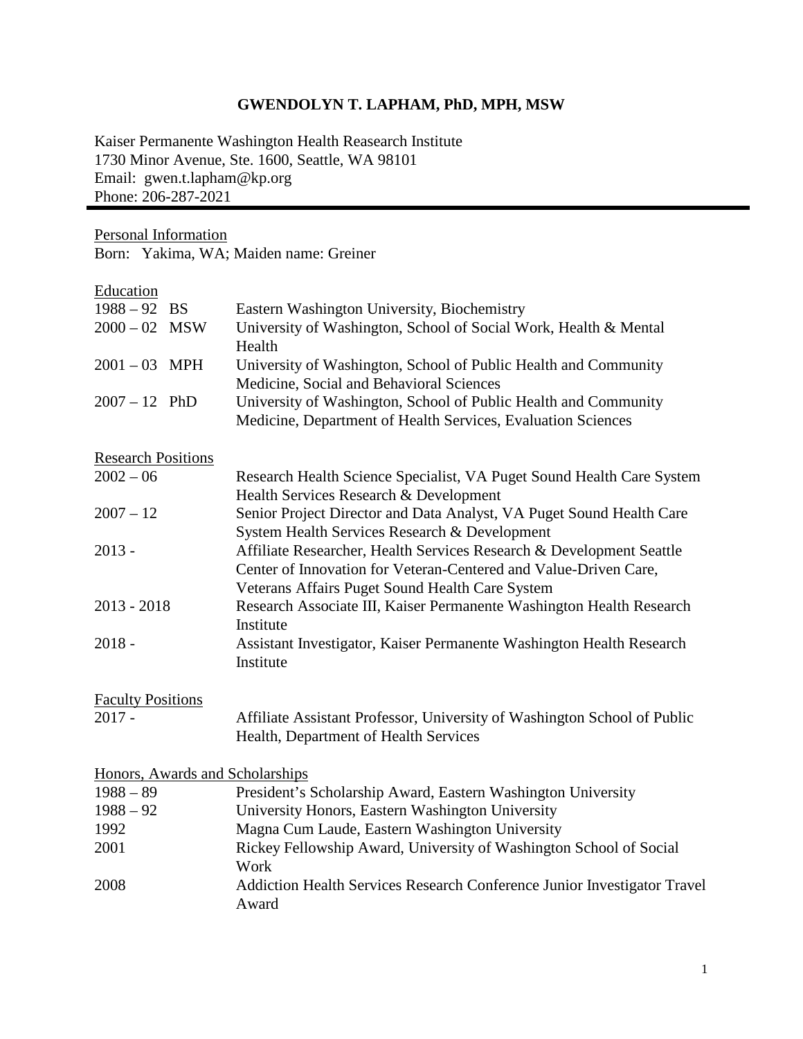# GWENDOLYN T. LAPHAM, PhD, MPH, MSW

Kaiser Permanente Washington Health Reasearch Institute
1730 Minor Avenue, Ste. 1600, Seattle, WA 98101
Email: gwen.t.lapham@kp.org
Phone: 206-287-2021

---

## Personal Information

Born: Yakima, WA; Maiden name: Greiner

## Education

| | | |
|---|---|---|
| 1988 – 92 | BS | Eastern Washington University, Biochemistry |
| 2000 – 02 | MSW | University of Washington, School of Social Work, Health & Mental Health |
| 2001 – 03 | MPH | University of Washington, School of Public Health and Community Medicine, Social and Behavioral Sciences |
| 2007 – 12 | PhD | University of Washington, School of Public Health and Community Medicine, Department of Health Services, Evaluation Sciences |

## Research Positions

| | |
|---|---|
| 2002 – 06 | Research Health Science Specialist, VA Puget Sound Health Care System Health Services Research & Development |
| 2007 – 12 | Senior Project Director and Data Analyst, VA Puget Sound Health Care System Health Services Research & Development |
| 2013 - | Affiliate Researcher, Health Services Research & Development Seattle Center of Innovation for Veteran-Centered and Value-Driven Care, Veterans Affairs Puget Sound Health Care System |
| 2013 - 2018 | Research Associate III, Kaiser Permanente Washington Health Research Institute |
| 2018 - | Assistant Investigator, Kaiser Permanente Washington Health Research Institute |

## Faculty Positions

| | |
|---|---|
| 2017 - | Affiliate Assistant Professor, University of Washington School of Public Health, Department of Health Services |

## Honors, Awards and Scholarships

| | |
|---|---|
| 1988 – 89 | President's Scholarship Award, Eastern Washington University |
| 1988 – 92 | University Honors, Eastern Washington University |
| 1992 | Magna Cum Laude, Eastern Washington University |
| 2001 | Rickey Fellowship Award, University of Washington School of Social Work |
| 2008 | Addiction Health Services Research Conference Junior Investigator Travel Award |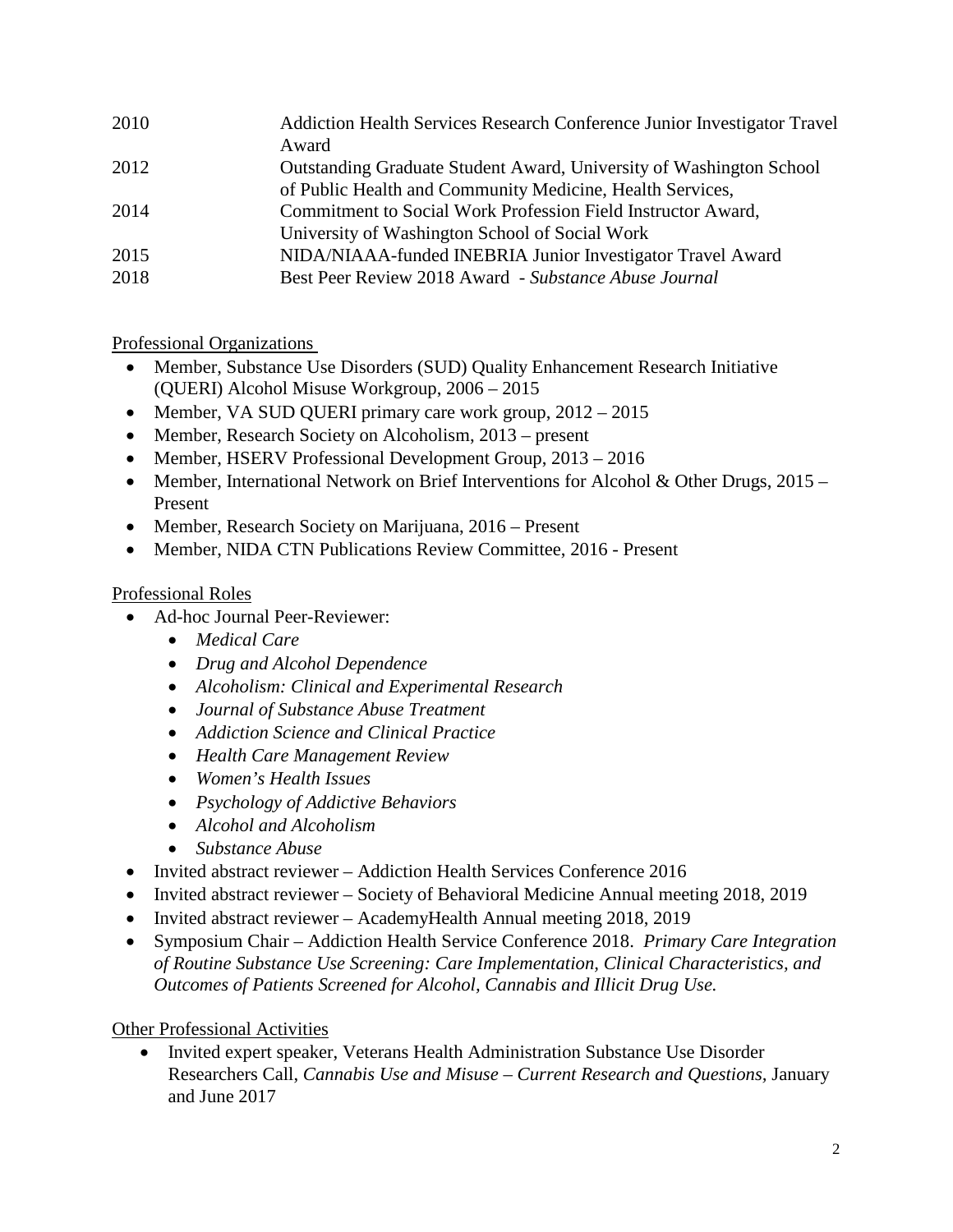| | |
|---|---|
| 2010 | Addiction Health Services Research Conference Junior Investigator Travel Award |
| 2012 | Outstanding Graduate Student Award, University of Washington School of Public Health and Community Medicine, Health Services, |
| 2014 | Commitment to Social Work Profession Field Instructor Award, University of Washington School of Social Work |
| 2015 | NIDA/NIAAA-funded INEBRIA Junior Investigator Travel Award |
| 2018 | Best Peer Review 2018 Award - *Substance Abuse Journal* |

Professional Organizations

- Member, Substance Use Disorders (SUD) Quality Enhancement Research Initiative (QUERI) Alcohol Misuse Workgroup, 2006 – 2015
- Member, VA SUD QUERI primary care work group, 2012 – 2015
- Member, Research Society on Alcoholism, 2013 – present
- Member, HSERV Professional Development Group, 2013 – 2016
- Member, International Network on Brief Interventions for Alcohol & Other Drugs, 2015 – Present
- Member, Research Society on Marijuana, 2016 – Present
- Member, NIDA CTN Publications Review Committee, 2016 - Present

Professional Roles

- Ad-hoc Journal Peer-Reviewer:
  - *Medical Care*
  - *Drug and Alcohol Dependence*
  - *Alcoholism: Clinical and Experimental Research*
  - *Journal of Substance Abuse Treatment*
  - *Addiction Science and Clinical Practice*
  - *Health Care Management Review*
  - *Women's Health Issues*
  - *Psychology of Addictive Behaviors*
  - *Alcohol and Alcoholism*
  - *Substance Abuse*
- Invited abstract reviewer – Addiction Health Services Conference 2016
- Invited abstract reviewer – Society of Behavioral Medicine Annual meeting 2018, 2019
- Invited abstract reviewer – AcademyHealth Annual meeting 2018, 2019
- Symposium Chair – Addiction Health Service Conference 2018. *Primary Care Integration of Routine Substance Use Screening: Care Implementation, Clinical Characteristics, and Outcomes of Patients Screened for Alcohol, Cannabis and Illicit Drug Use.*

Other Professional Activities

- Invited expert speaker, Veterans Health Administration Substance Use Disorder Researchers Call, *Cannabis Use and Misuse – Current Research and Questions,* January and June 2017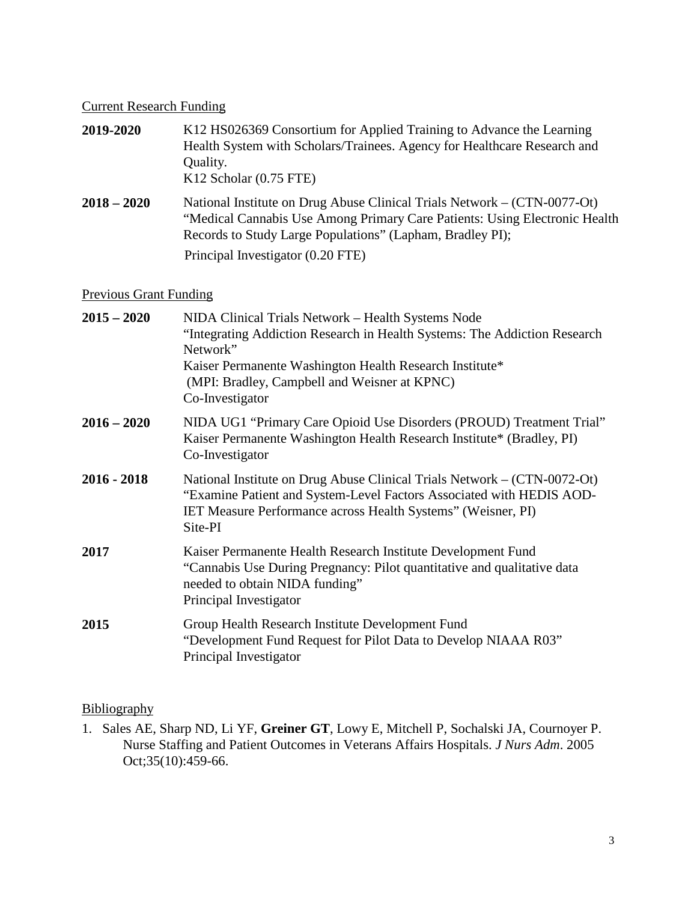Current Research Funding

**2019-2020** K12 HS026369 Consortium for Applied Training to Advance the Learning Health System with Scholars/Trainees. Agency for Healthcare Research and Quality.
K12 Scholar (0.75 FTE)

**2018 – 2020** National Institute on Drug Abuse Clinical Trials Network – (CTN-0077-Ot) "Medical Cannabis Use Among Primary Care Patients: Using Electronic Health Records to Study Large Populations" (Lapham, Bradley PI);
Principal Investigator (0.20 FTE)

Previous Grant Funding

**2015 – 2020** NIDA Clinical Trials Network – Health Systems Node
"Integrating Addiction Research in Health Systems: The Addiction Research Network"
Kaiser Permanente Washington Health Research Institute*
(MPI: Bradley, Campbell and Weisner at KPNC)
Co-Investigator

**2016 – 2020** NIDA UG1 "Primary Care Opioid Use Disorders (PROUD) Treatment Trial"
Kaiser Permanente Washington Health Research Institute* (Bradley, PI)
Co-Investigator

**2016 - 2018** National Institute on Drug Abuse Clinical Trials Network – (CTN-0072-Ot) "Examine Patient and System-Level Factors Associated with HEDIS AOD-IET Measure Performance across Health Systems" (Weisner, PI)
Site-PI

**2017** Kaiser Permanente Health Research Institute Development Fund
"Cannabis Use During Pregnancy: Pilot quantitative and qualitative data needed to obtain NIDA funding"
Principal Investigator

**2015** Group Health Research Institute Development Fund
"Development Fund Request for Pilot Data to Develop NIAAA R03"
Principal Investigator

Bibliography

1. Sales AE, Sharp ND, Li YF, **Greiner GT**, Lowy E, Mitchell P, Sochalski JA, Cournoyer P. Nurse Staffing and Patient Outcomes in Veterans Affairs Hospitals. *J Nurs Adm*. 2005 Oct;35(10):459-66.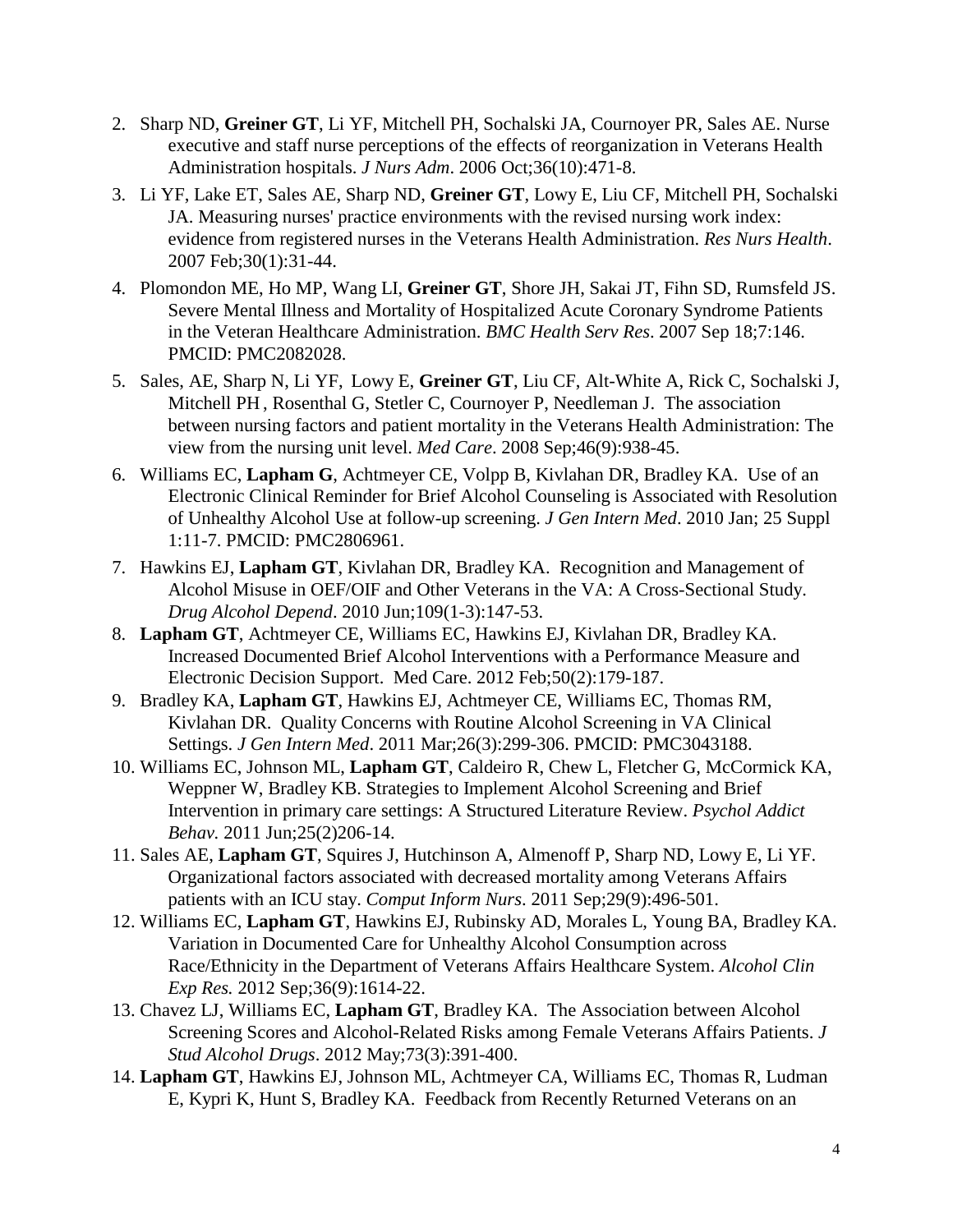2. Sharp ND, **Greiner GT**, Li YF, Mitchell PH, Sochalski JA, Cournoyer PR, Sales AE. Nurse executive and staff nurse perceptions of the effects of reorganization in Veterans Health Administration hospitals. *J Nurs Adm*. 2006 Oct;36(10):471-8.
3. Li YF, Lake ET, Sales AE, Sharp ND, **Greiner GT**, Lowy E, Liu CF, Mitchell PH, Sochalski JA. Measuring nurses' practice environments with the revised nursing work index: evidence from registered nurses in the Veterans Health Administration. *Res Nurs Health*. 2007 Feb;30(1):31-44.
4. Plomondon ME, Ho MP, Wang LI, **Greiner GT**, Shore JH, Sakai JT, Fihn SD, Rumsfeld JS. Severe Mental Illness and Mortality of Hospitalized Acute Coronary Syndrome Patients in the Veteran Healthcare Administration. *BMC Health Serv Res*. 2007 Sep 18;7:146. PMCID: PMC2082028.
5. Sales, AE, Sharp N, Li YF, Lowy E, **Greiner GT**, Liu CF, Alt-White A, Rick C, Sochalski J, Mitchell PH , Rosenthal G, Stetler C, Cournoyer P, Needleman J. The association between nursing factors and patient mortality in the Veterans Health Administration: The view from the nursing unit level. *Med Care*. 2008 Sep;46(9):938-45.
6. Williams EC, **Lapham G**, Achtmeyer CE, Volpp B, Kivlahan DR, Bradley KA. Use of an Electronic Clinical Reminder for Brief Alcohol Counseling is Associated with Resolution of Unhealthy Alcohol Use at follow-up screening. *J Gen Intern Med*. 2010 Jan; 25 Suppl 1:11-7. PMCID: PMC2806961.
7. Hawkins EJ, **Lapham GT**, Kivlahan DR, Bradley KA. Recognition and Management of Alcohol Misuse in OEF/OIF and Other Veterans in the VA: A Cross-Sectional Study. *Drug Alcohol Depend*. 2010 Jun;109(1-3):147-53.
8. **Lapham GT**, Achtmeyer CE, Williams EC, Hawkins EJ, Kivlahan DR, Bradley KA. Increased Documented Brief Alcohol Interventions with a Performance Measure and Electronic Decision Support. Med Care. 2012 Feb;50(2):179-187.
9. Bradley KA, **Lapham GT**, Hawkins EJ, Achtmeyer CE, Williams EC, Thomas RM, Kivlahan DR. Quality Concerns with Routine Alcohol Screening in VA Clinical Settings. *J Gen Intern Med*. 2011 Mar;26(3):299-306. PMCID: PMC3043188.
10. Williams EC, Johnson ML, **Lapham GT**, Caldeiro R, Chew L, Fletcher G, McCormick KA, Weppner W, Bradley KB. Strategies to Implement Alcohol Screening and Brief Intervention in primary care settings: A Structured Literature Review. *Psychol Addict Behav*. 2011 Jun;25(2)206-14.
11. Sales AE, **Lapham GT**, Squires J, Hutchinson A, Almenoff P, Sharp ND, Lowy E, Li YF. Organizational factors associated with decreased mortality among Veterans Affairs patients with an ICU stay. *Comput Inform Nurs*. 2011 Sep;29(9):496-501.
12. Williams EC, **Lapham GT**, Hawkins EJ, Rubinsky AD, Morales L, Young BA, Bradley KA. Variation in Documented Care for Unhealthy Alcohol Consumption across Race/Ethnicity in the Department of Veterans Affairs Healthcare System. *Alcohol Clin Exp Res.* 2012 Sep;36(9):1614-22.
13. Chavez LJ, Williams EC, **Lapham GT**, Bradley KA. The Association between Alcohol Screening Scores and Alcohol-Related Risks among Female Veterans Affairs Patients. *J Stud Alcohol Drugs*. 2012 May;73(3):391-400.
14. **Lapham GT**, Hawkins EJ, Johnson ML, Achtmeyer CA, Williams EC, Thomas R, Ludman E, Kypri K, Hunt S, Bradley KA. Feedback from Recently Returned Veterans on an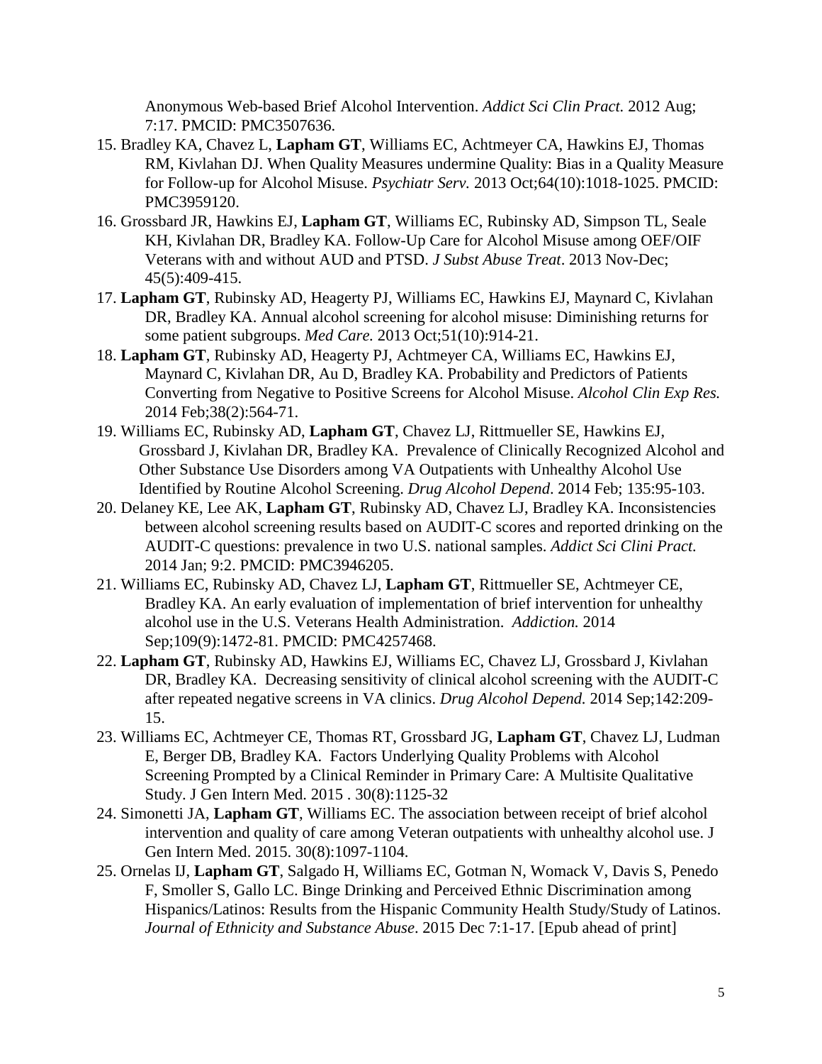Anonymous Web-based Brief Alcohol Intervention. *Addict Sci Clin Pract.* 2012 Aug; 7:17. PMCID: PMC3507636.

15. Bradley KA, Chavez L, **Lapham GT**, Williams EC, Achtmeyer CA, Hawkins EJ, Thomas RM, Kivlahan DJ. When Quality Measures undermine Quality: Bias in a Quality Measure for Follow-up for Alcohol Misuse. *Psychiatr Serv.* 2013 Oct;64(10):1018-1025. PMCID: PMC3959120.
16. Grossbard JR, Hawkins EJ, **Lapham GT**, Williams EC, Rubinsky AD, Simpson TL, Seale KH, Kivlahan DR, Bradley KA. Follow-Up Care for Alcohol Misuse among OEF/OIF Veterans with and without AUD and PTSD. *J Subst Abuse Treat*. 2013 Nov-Dec; 45(5):409-415.
17. **Lapham GT**, Rubinsky AD, Heagerty PJ, Williams EC, Hawkins EJ, Maynard C, Kivlahan DR, Bradley KA. Annual alcohol screening for alcohol misuse: Diminishing returns for some patient subgroups. *Med Care.* 2013 Oct;51(10):914-21.
18. **Lapham GT**, Rubinsky AD, Heagerty PJ, Achtmeyer CA, Williams EC, Hawkins EJ, Maynard C, Kivlahan DR, Au D, Bradley KA. Probability and Predictors of Patients Converting from Negative to Positive Screens for Alcohol Misuse. *Alcohol Clin Exp Res.* 2014 Feb;38(2):564-71.
19. Williams EC, Rubinsky AD, **Lapham GT**, Chavez LJ, Rittmueller SE, Hawkins EJ, Grossbard J, Kivlahan DR, Bradley KA. Prevalence of Clinically Recognized Alcohol and Other Substance Use Disorders among VA Outpatients with Unhealthy Alcohol Use Identified by Routine Alcohol Screening. *Drug Alcohol Depend*. 2014 Feb; 135:95-103.
20. Delaney KE, Lee AK, **Lapham GT**, Rubinsky AD, Chavez LJ, Bradley KA. Inconsistencies between alcohol screening results based on AUDIT-C scores and reported drinking on the AUDIT-C questions: prevalence in two U.S. national samples. *Addict Sci Clini Pract.* 2014 Jan; 9:2. PMCID: PMC3946205.
21. Williams EC, Rubinsky AD, Chavez LJ, **Lapham GT**, Rittmueller SE, Achtmeyer CE, Bradley KA. An early evaluation of implementation of brief intervention for unhealthy alcohol use in the U.S. Veterans Health Administration. *Addiction.* 2014 Sep;109(9):1472-81. PMCID: PMC4257468.
22. **Lapham GT**, Rubinsky AD, Hawkins EJ, Williams EC, Chavez LJ, Grossbard J, Kivlahan DR, Bradley KA. Decreasing sensitivity of clinical alcohol screening with the AUDIT-C after repeated negative screens in VA clinics. *Drug Alcohol Depend.* 2014 Sep;142:209-15.
23. Williams EC, Achtmeyer CE, Thomas RT, Grossbard JG, **Lapham GT**, Chavez LJ, Ludman E, Berger DB, Bradley KA. Factors Underlying Quality Problems with Alcohol Screening Prompted by a Clinical Reminder in Primary Care: A Multisite Qualitative Study. J Gen Intern Med. 2015 . 30(8):1125-32
24. Simonetti JA, **Lapham GT**, Williams EC. The association between receipt of brief alcohol intervention and quality of care among Veteran outpatients with unhealthy alcohol use. J Gen Intern Med. 2015. 30(8):1097-1104.
25. Ornelas IJ, **Lapham GT**, Salgado H, Williams EC, Gotman N, Womack V, Davis S, Penedo F, Smoller S, Gallo LC. Binge Drinking and Perceived Ethnic Discrimination among Hispanics/Latinos: Results from the Hispanic Community Health Study/Study of Latinos. *Journal of Ethnicity and Substance Abuse*. 2015 Dec 7:1-17. [Epub ahead of print]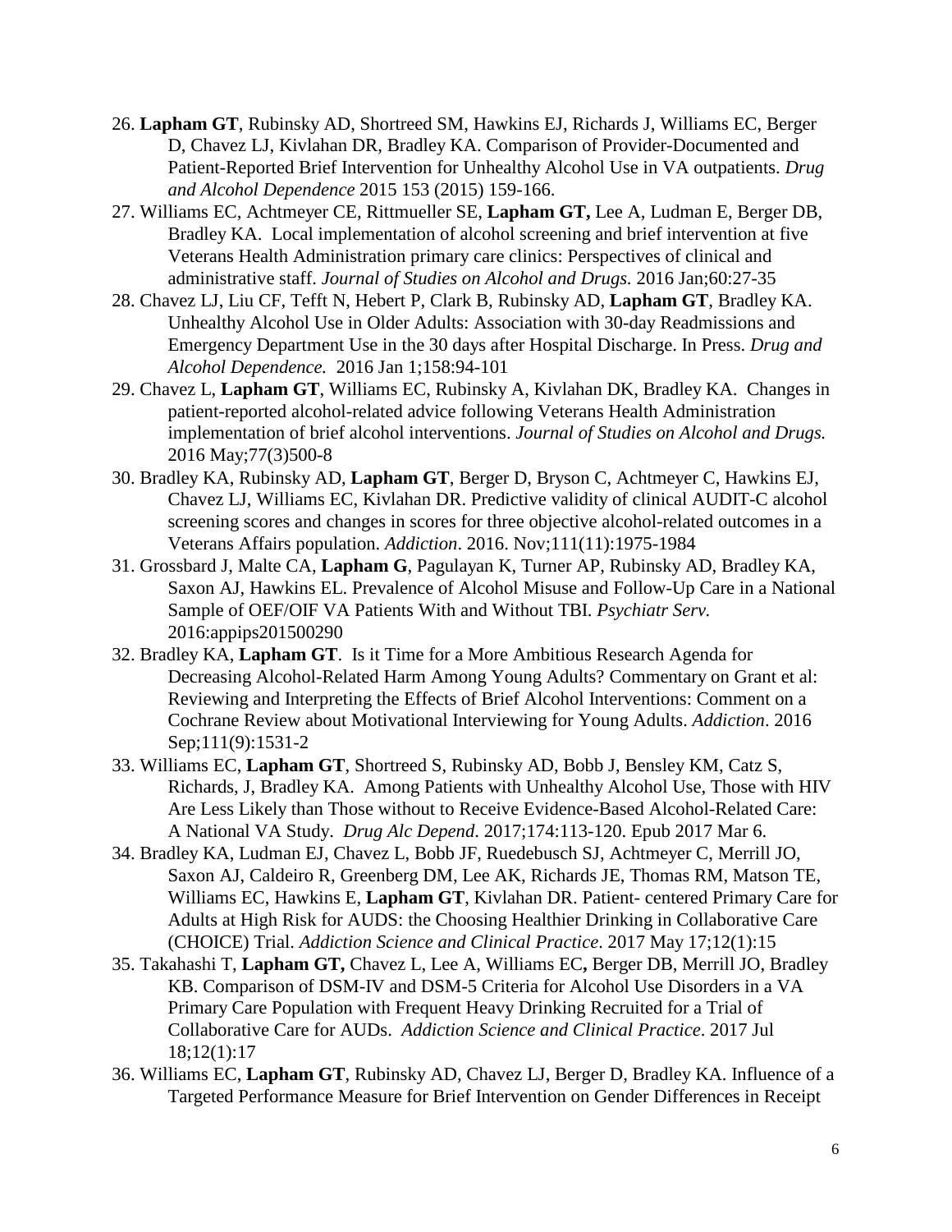26. **Lapham GT**, Rubinsky AD, Shortreed SM, Hawkins EJ, Richards J, Williams EC, Berger D, Chavez LJ, Kivlahan DR, Bradley KA. Comparison of Provider-Documented and Patient-Reported Brief Intervention for Unhealthy Alcohol Use in VA outpatients. *Drug and Alcohol Dependence* 2015 153 (2015) 159-166.
27. Williams EC, Achtmeyer CE, Rittmueller SE, **Lapham GT,** Lee A, Ludman E, Berger DB, Bradley KA. Local implementation of alcohol screening and brief intervention at five Veterans Health Administration primary care clinics: Perspectives of clinical and administrative staff. *Journal of Studies on Alcohol and Drugs.* 2016 Jan;60:27-35
28. Chavez LJ, Liu CF, Tefft N, Hebert P, Clark B, Rubinsky AD, **Lapham GT**, Bradley KA. Unhealthy Alcohol Use in Older Adults: Association with 30-day Readmissions and Emergency Department Use in the 30 days after Hospital Discharge. In Press. *Drug and Alcohol Dependence.* 2016 Jan 1;158:94-101
29. Chavez L, **Lapham GT**, Williams EC, Rubinsky A, Kivlahan DK, Bradley KA. Changes in patient-reported alcohol-related advice following Veterans Health Administration implementation of brief alcohol interventions. *Journal of Studies on Alcohol and Drugs.* 2016 May;77(3)500-8
30. Bradley KA, Rubinsky AD, **Lapham GT**, Berger D, Bryson C, Achtmeyer C, Hawkins EJ, Chavez LJ, Williams EC, Kivlahan DR. Predictive validity of clinical AUDIT-C alcohol screening scores and changes in scores for three objective alcohol-related outcomes in a Veterans Affairs population. *Addiction*. 2016. Nov;111(11):1975-1984
31. Grossbard J, Malte CA, **Lapham G**, Pagulayan K, Turner AP, Rubinsky AD, Bradley KA, Saxon AJ, Hawkins EL. Prevalence of Alcohol Misuse and Follow-Up Care in a National Sample of OEF/OIF VA Patients With and Without TBI. *Psychiatr Serv.* 2016:appips201500290
32. Bradley KA, **Lapham GT**. Is it Time for a More Ambitious Research Agenda for Decreasing Alcohol-Related Harm Among Young Adults? Commentary on Grant et al: Reviewing and Interpreting the Effects of Brief Alcohol Interventions: Comment on a Cochrane Review about Motivational Interviewing for Young Adults. *Addiction*. 2016 Sep;111(9):1531-2
33. Williams EC, **Lapham GT**, Shortreed S, Rubinsky AD, Bobb J, Bensley KM, Catz S, Richards, J, Bradley KA. Among Patients with Unhealthy Alcohol Use, Those with HIV Are Less Likely than Those without to Receive Evidence-Based Alcohol-Related Care: A National VA Study. *Drug Alc Depend*. 2017;174:113-120. Epub 2017 Mar 6.
34. Bradley KA, Ludman EJ, Chavez L, Bobb JF, Ruedebusch SJ, Achtmeyer C, Merrill JO, Saxon AJ, Caldeiro R, Greenberg DM, Lee AK, Richards JE, Thomas RM, Matson TE, Williams EC, Hawkins E, **Lapham GT**, Kivlahan DR. Patient- centered Primary Care for Adults at High Risk for AUDS: the Choosing Healthier Drinking in Collaborative Care (CHOICE) Trial. *Addiction Science and Clinical Practice*. 2017 May 17;12(1):15
35. Takahashi T, **Lapham GT,** Chavez L, Lee A, Williams EC**,** Berger DB, Merrill JO, Bradley KB. Comparison of DSM-IV and DSM-5 Criteria for Alcohol Use Disorders in a VA Primary Care Population with Frequent Heavy Drinking Recruited for a Trial of Collaborative Care for AUDs. *Addiction Science and Clinical Practice*. 2017 Jul 18;12(1):17
36. Williams EC, **Lapham GT**, Rubinsky AD, Chavez LJ, Berger D, Bradley KA. Influence of a Targeted Performance Measure for Brief Intervention on Gender Differences in Receipt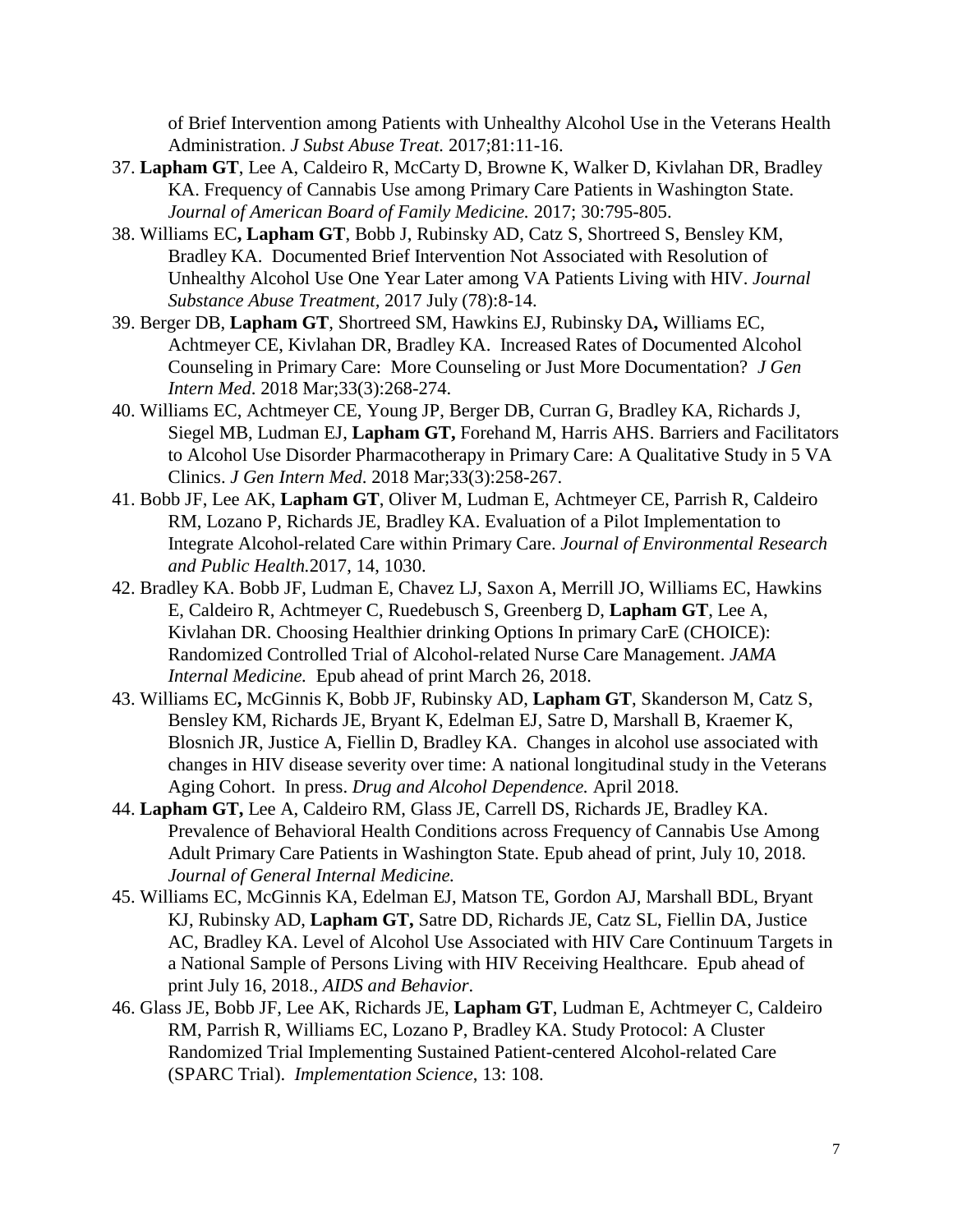of Brief Intervention among Patients with Unhealthy Alcohol Use in the Veterans Health Administration. *J Subst Abuse Treat.* 2017;81:11-16.

37. **Lapham GT**, Lee A, Caldeiro R, McCarty D, Browne K, Walker D, Kivlahan DR, Bradley KA. Frequency of Cannabis Use among Primary Care Patients in Washington State. *Journal of American Board of Family Medicine.* 2017; 30:795-805.
38. Williams EC**, Lapham GT**, Bobb J, Rubinsky AD, Catz S, Shortreed S, Bensley KM, Bradley KA. Documented Brief Intervention Not Associated with Resolution of Unhealthy Alcohol Use One Year Later among VA Patients Living with HIV. *Journal Substance Abuse Treatment*, 2017 July (78):8-14.
39. Berger DB, **Lapham GT**, Shortreed SM, Hawkins EJ, Rubinsky DA**,** Williams EC, Achtmeyer CE, Kivlahan DR, Bradley KA. Increased Rates of Documented Alcohol Counseling in Primary Care: More Counseling or Just More Documentation? *J Gen Intern Med*. 2018 Mar;33(3):268-274.
40. Williams EC, Achtmeyer CE, Young JP, Berger DB, Curran G, Bradley KA, Richards J, Siegel MB, Ludman EJ, **Lapham GT,** Forehand M, Harris AHS. Barriers and Facilitators to Alcohol Use Disorder Pharmacotherapy in Primary Care: A Qualitative Study in 5 VA Clinics. *J Gen Intern Med*. 2018 Mar;33(3):258-267.
41. Bobb JF, Lee AK, **Lapham GT**, Oliver M, Ludman E, Achtmeyer CE, Parrish R, Caldeiro RM, Lozano P, Richards JE, Bradley KA. Evaluation of a Pilot Implementation to Integrate Alcohol-related Care within Primary Care. *Journal of Environmental Research and Public Health.*2017, 14, 1030.
42. Bradley KA. Bobb JF, Ludman E, Chavez LJ, Saxon A, Merrill JO, Williams EC, Hawkins E, Caldeiro R, Achtmeyer C, Ruedebusch S, Greenberg D, **Lapham GT**, Lee A, Kivlahan DR. Choosing Healthier drinking Options In primary CarE (CHOICE): Randomized Controlled Trial of Alcohol-related Nurse Care Management. *JAMA Internal Medicine.* Epub ahead of print March 26, 2018.
43. Williams EC**,** McGinnis K, Bobb JF, Rubinsky AD, **Lapham GT**, Skanderson M, Catz S, Bensley KM, Richards JE, Bryant K, Edelman EJ, Satre D, Marshall B, Kraemer K, Blosnich JR, Justice A, Fiellin D, Bradley KA. Changes in alcohol use associated with changes in HIV disease severity over time: A national longitudinal study in the Veterans Aging Cohort. In press. *Drug and Alcohol Dependence.* April 2018.
44. **Lapham GT,** Lee A, Caldeiro RM, Glass JE, Carrell DS, Richards JE, Bradley KA. Prevalence of Behavioral Health Conditions across Frequency of Cannabis Use Among Adult Primary Care Patients in Washington State. Epub ahead of print, July 10, 2018. *Journal of General Internal Medicine.*
45. Williams EC, McGinnis KA, Edelman EJ, Matson TE, Gordon AJ, Marshall BDL, Bryant KJ, Rubinsky AD, **Lapham GT,** Satre DD, Richards JE, Catz SL, Fiellin DA, Justice AC, Bradley KA. Level of Alcohol Use Associated with HIV Care Continuum Targets in a National Sample of Persons Living with HIV Receiving Healthcare. Epub ahead of print July 16, 2018., *AIDS and Behavior*.
46. Glass JE, Bobb JF, Lee AK, Richards JE, **Lapham GT**, Ludman E, Achtmeyer C, Caldeiro RM, Parrish R, Williams EC, Lozano P, Bradley KA. Study Protocol: A Cluster Randomized Trial Implementing Sustained Patient-centered Alcohol-related Care (SPARC Trial). *Implementation Science*, 13: 108.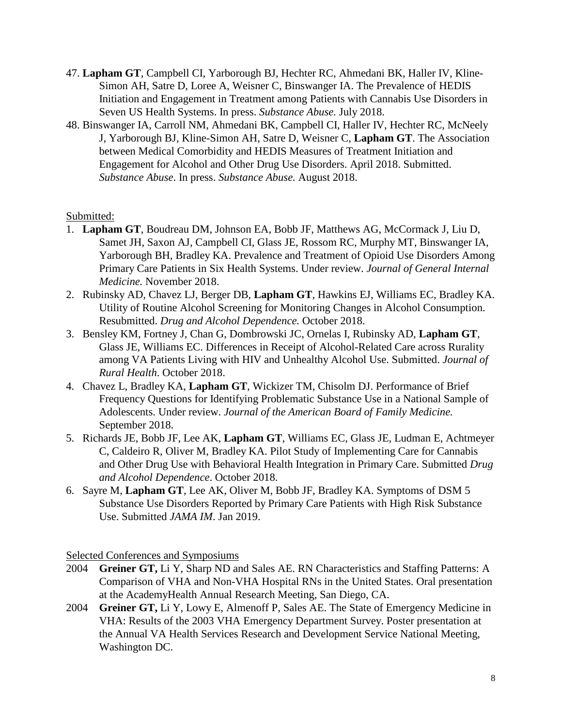47. **Lapham GT**, Campbell CI, Yarborough BJ, Hechter RC, Ahmedani BK, Haller IV, Kline-Simon AH, Satre D, Loree A, Weisner C, Binswanger IA. The Prevalence of HEDIS Initiation and Engagement in Treatment among Patients with Cannabis Use Disorders in Seven US Health Systems. In press. *Substance Abuse.* July 2018.
48. Binswanger IA, Carroll NM, Ahmedani BK, Campbell CI, Haller IV, Hechter RC, McNeely J, Yarborough BJ, Kline-Simon AH, Satre D, Weisner C, **Lapham GT**. The Association between Medical Comorbidity and HEDIS Measures of Treatment Initiation and Engagement for Alcohol and Other Drug Use Disorders. April 2018. Submitted. *Substance Abuse*. In press. *Substance Abuse.* August 2018.

Submitted:

1. **Lapham GT**, Boudreau DM, Johnson EA, Bobb JF, Matthews AG, McCormack J, Liu D, Samet JH, Saxon AJ, Campbell CI, Glass JE, Rossom RC, Murphy MT, Binswanger IA, Yarborough BH, Bradley KA. Prevalence and Treatment of Opioid Use Disorders Among Primary Care Patients in Six Health Systems. Under review. *Journal of General Internal Medicine.* November 2018.
2. Rubinsky AD, Chavez LJ, Berger DB, **Lapham GT**, Hawkins EJ, Williams EC, Bradley KA. Utility of Routine Alcohol Screening for Monitoring Changes in Alcohol Consumption. Resubmitted. *Drug and Alcohol Dependence.* October 2018.
3. Bensley KM, Fortney J, Chan G, Dombrowski JC, Ornelas I, Rubinsky AD, **Lapham GT**, Glass JE, Williams EC. Differences in Receipt of Alcohol-Related Care across Rurality among VA Patients Living with HIV and Unhealthy Alcohol Use. Submitted. *Journal of Rural Health.* October 2018.
4. Chavez L, Bradley KA, **Lapham GT**, Wickizer TM, Chisolm DJ. Performance of Brief Frequency Questions for Identifying Problematic Substance Use in a National Sample of Adolescents. Under review. *Journal of the American Board of Family Medicine.* September 2018.
5. Richards JE, Bobb JF, Lee AK, **Lapham GT**, Williams EC, Glass JE, Ludman E, Achtmeyer C, Caldeiro R, Oliver M, Bradley KA. Pilot Study of Implementing Care for Cannabis and Other Drug Use with Behavioral Health Integration in Primary Care. Submitted *Drug and Alcohol Dependence*. October 2018.
6. Sayre M, **Lapham GT**, Lee AK, Oliver M, Bobb JF, Bradley KA. Symptoms of DSM 5 Substance Use Disorders Reported by Primary Care Patients with High Risk Substance Use. Submitted *JAMA IM*. Jan 2019.

Selected Conferences and Symposiums

2004 **Greiner GT,** Li Y, Sharp ND and Sales AE. RN Characteristics and Staffing Patterns: A Comparison of VHA and Non-VHA Hospital RNs in the United States. Oral presentation at the AcademyHealth Annual Research Meeting, San Diego, CA.

2004 **Greiner GT,** Li Y, Lowy E, Almenoff P, Sales AE. The State of Emergency Medicine in VHA: Results of the 2003 VHA Emergency Department Survey. Poster presentation at the Annual VA Health Services Research and Development Service National Meeting, Washington DC.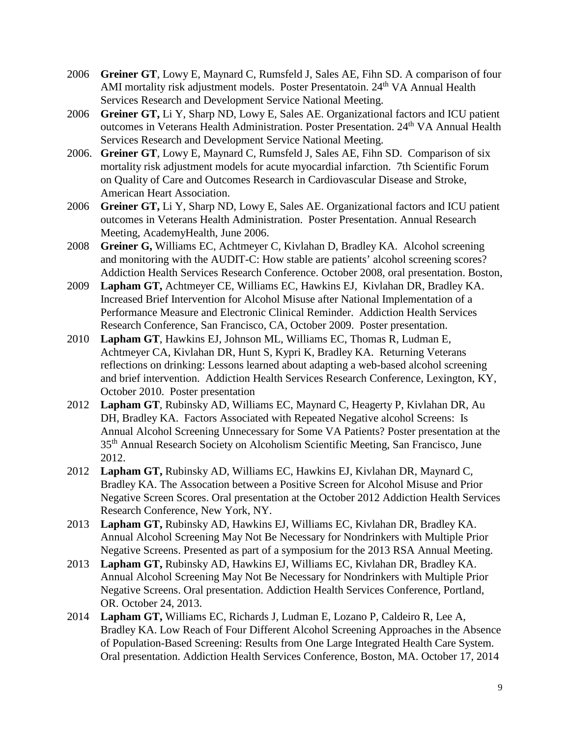2006 **Greiner GT**, Lowy E, Maynard C, Rumsfeld J, Sales AE, Fihn SD. A comparison of four AMI mortality risk adjustment models. Poster Presentatoin. 24th VA Annual Health Services Research and Development Service National Meeting.

2006 **Greiner GT,** Li Y, Sharp ND, Lowy E, Sales AE. Organizational factors and ICU patient outcomes in Veterans Health Administration. Poster Presentation. 24th VA Annual Health Services Research and Development Service National Meeting.

2006. **Greiner GT**, Lowy E, Maynard C, Rumsfeld J, Sales AE, Fihn SD. Comparison of six mortality risk adjustment models for acute myocardial infarction. 7th Scientific Forum on Quality of Care and Outcomes Research in Cardiovascular Disease and Stroke, American Heart Association.

2006 **Greiner GT,** Li Y, Sharp ND, Lowy E, Sales AE. Organizational factors and ICU patient outcomes in Veterans Health Administration. Poster Presentation. Annual Research Meeting, AcademyHealth, June 2006.

2008 **Greiner G,** Williams EC, Achtmeyer C, Kivlahan D, Bradley KA. Alcohol screening and monitoring with the AUDIT-C: How stable are patients' alcohol screening scores? Addiction Health Services Research Conference. October 2008, oral presentation. Boston,

2009 **Lapham GT,** Achtmeyer CE, Williams EC, Hawkins EJ, Kivlahan DR, Bradley KA. Increased Brief Intervention for Alcohol Misuse after National Implementation of a Performance Measure and Electronic Clinical Reminder. Addiction Health Services Research Conference, San Francisco, CA, October 2009. Poster presentation.

2010 **Lapham GT**, Hawkins EJ, Johnson ML, Williams EC, Thomas R, Ludman E, Achtmeyer CA, Kivlahan DR, Hunt S, Kypri K, Bradley KA. Returning Veterans reflections on drinking: Lessons learned about adapting a web-based alcohol screening and brief intervention. Addiction Health Services Research Conference, Lexington, KY, October 2010. Poster presentation

2012 **Lapham GT**, Rubinsky AD, Williams EC, Maynard C, Heagerty P, Kivlahan DR, Au DH, Bradley KA. Factors Associated with Repeated Negative alcohol Screens: Is Annual Alcohol Screening Unnecessary for Some VA Patients? Poster presentation at the 35th Annual Research Society on Alcoholism Scientific Meeting, San Francisco, June 2012.

2012 **Lapham GT,** Rubinsky AD, Williams EC, Hawkins EJ, Kivlahan DR, Maynard C, Bradley KA. The Assocation between a Positive Screen for Alcohol Misuse and Prior Negative Screen Scores. Oral presentation at the October 2012 Addiction Health Services Research Conference, New York, NY.

2013 **Lapham GT,** Rubinsky AD, Hawkins EJ, Williams EC, Kivlahan DR, Bradley KA. Annual Alcohol Screening May Not Be Necessary for Nondrinkers with Multiple Prior Negative Screens. Presented as part of a symposium for the 2013 RSA Annual Meeting.

2013 **Lapham GT,** Rubinsky AD, Hawkins EJ, Williams EC, Kivlahan DR, Bradley KA. Annual Alcohol Screening May Not Be Necessary for Nondrinkers with Multiple Prior Negative Screens. Oral presentation. Addiction Health Services Conference, Portland, OR. October 24, 2013.

2014 **Lapham GT,** Williams EC, Richards J, Ludman E, Lozano P, Caldeiro R, Lee A, Bradley KA. Low Reach of Four Different Alcohol Screening Approaches in the Absence of Population-Based Screening: Results from One Large Integrated Health Care System. Oral presentation. Addiction Health Services Conference, Boston, MA. October 17, 2014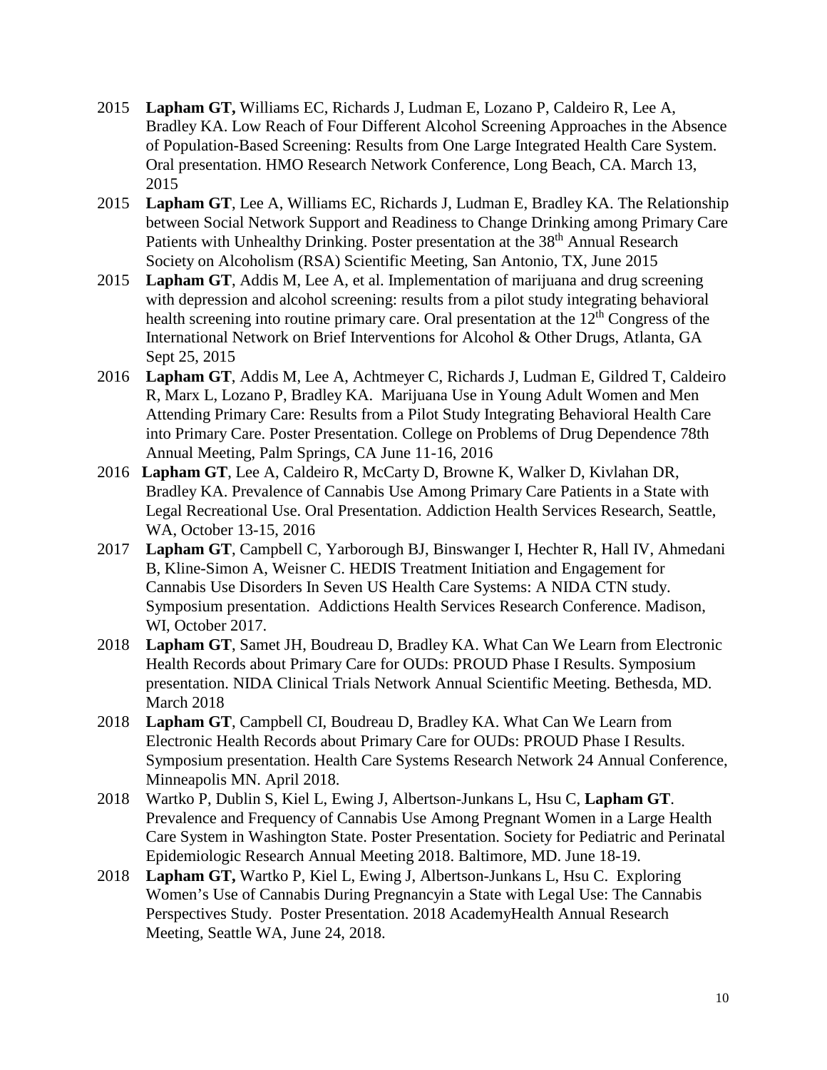2015 **Lapham GT,** Williams EC, Richards J, Ludman E, Lozano P, Caldeiro R, Lee A, Bradley KA. Low Reach of Four Different Alcohol Screening Approaches in the Absence of Population-Based Screening: Results from One Large Integrated Health Care System. Oral presentation. HMO Research Network Conference, Long Beach, CA. March 13, 2015

2015 **Lapham GT**, Lee A, Williams EC, Richards J, Ludman E, Bradley KA. The Relationship between Social Network Support and Readiness to Change Drinking among Primary Care Patients with Unhealthy Drinking. Poster presentation at the 38th Annual Research Society on Alcoholism (RSA) Scientific Meeting, San Antonio, TX, June 2015

2015 **Lapham GT**, Addis M, Lee A, et al. Implementation of marijuana and drug screening with depression and alcohol screening: results from a pilot study integrating behavioral health screening into routine primary care. Oral presentation at the 12th Congress of the International Network on Brief Interventions for Alcohol & Other Drugs, Atlanta, GA Sept 25, 2015

2016 **Lapham GT**, Addis M, Lee A, Achtmeyer C, Richards J, Ludman E, Gildred T, Caldeiro R, Marx L, Lozano P, Bradley KA. Marijuana Use in Young Adult Women and Men Attending Primary Care: Results from a Pilot Study Integrating Behavioral Health Care into Primary Care. Poster Presentation. College on Problems of Drug Dependence 78th Annual Meeting, Palm Springs, CA June 11-16, 2016

2016 **Lapham GT**, Lee A, Caldeiro R, McCarty D, Browne K, Walker D, Kivlahan DR, Bradley KA. Prevalence of Cannabis Use Among Primary Care Patients in a State with Legal Recreational Use. Oral Presentation. Addiction Health Services Research, Seattle, WA, October 13-15, 2016

2017 **Lapham GT**, Campbell C, Yarborough BJ, Binswanger I, Hechter R, Hall IV, Ahmedani B, Kline-Simon A, Weisner C. HEDIS Treatment Initiation and Engagement for Cannabis Use Disorders In Seven US Health Care Systems: A NIDA CTN study. Symposium presentation. Addictions Health Services Research Conference. Madison, WI, October 2017.

2018 **Lapham GT**, Samet JH, Boudreau D, Bradley KA. What Can We Learn from Electronic Health Records about Primary Care for OUDs: PROUD Phase I Results. Symposium presentation. NIDA Clinical Trials Network Annual Scientific Meeting. Bethesda, MD. March 2018

2018 **Lapham GT**, Campbell CI, Boudreau D, Bradley KA. What Can We Learn from Electronic Health Records about Primary Care for OUDs: PROUD Phase I Results. Symposium presentation. Health Care Systems Research Network 24 Annual Conference, Minneapolis MN. April 2018.

2018 Wartko P, Dublin S, Kiel L, Ewing J, Albertson-Junkans L, Hsu C, **Lapham GT**. Prevalence and Frequency of Cannabis Use Among Pregnant Women in a Large Health Care System in Washington State. Poster Presentation. Society for Pediatric and Perinatal Epidemiologic Research Annual Meeting 2018. Baltimore, MD. June 18-19.

2018 **Lapham GT,** Wartko P, Kiel L, Ewing J, Albertson-Junkans L, Hsu C. Exploring Women's Use of Cannabis During Pregnancyin a State with Legal Use: The Cannabis Perspectives Study. Poster Presentation. 2018 AcademyHealth Annual Research Meeting, Seattle WA, June 24, 2018.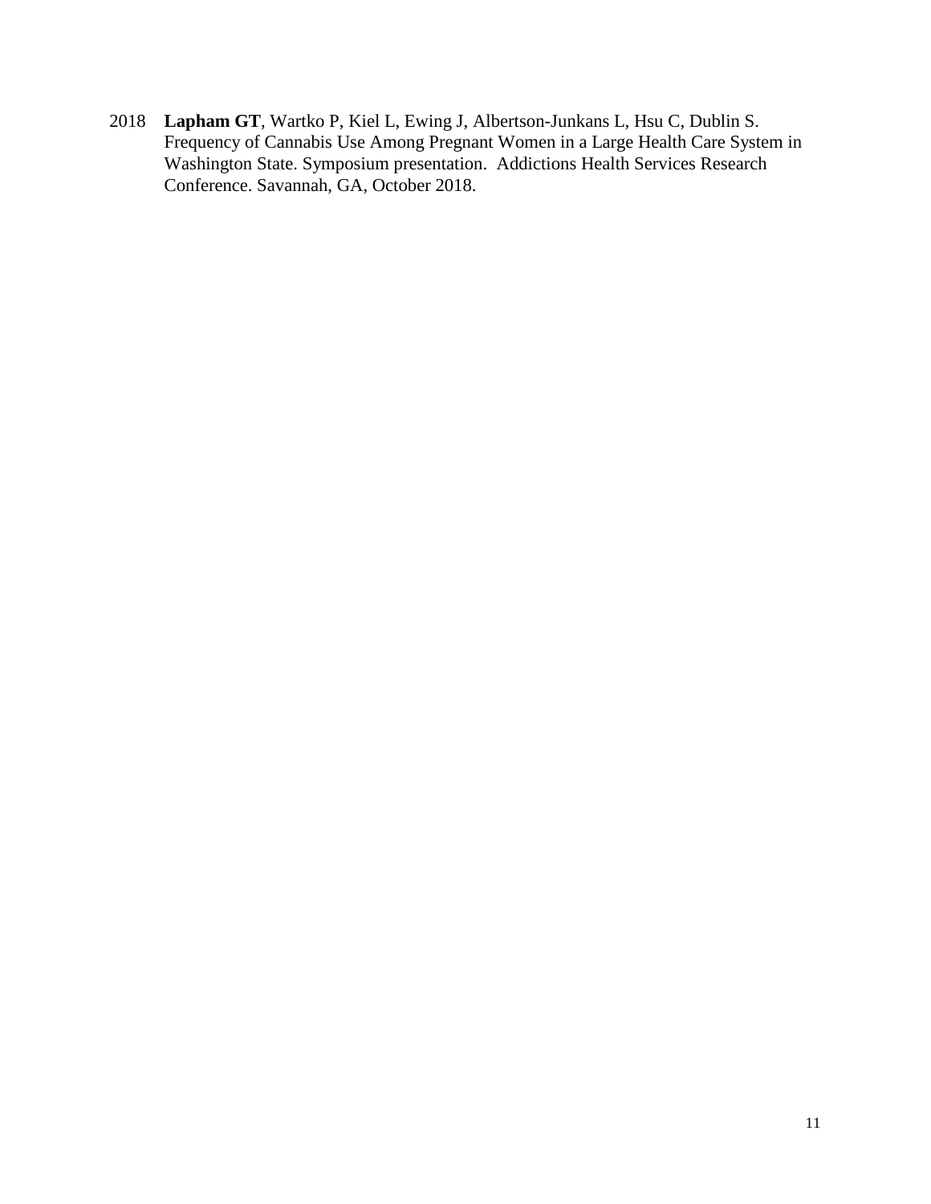2018 **Lapham GT**, Wartko P, Kiel L, Ewing J, Albertson-Junkans L, Hsu C, Dublin S. Frequency of Cannabis Use Among Pregnant Women in a Large Health Care System in Washington State. Symposium presentation. Addictions Health Services Research Conference. Savannah, GA, October 2018.